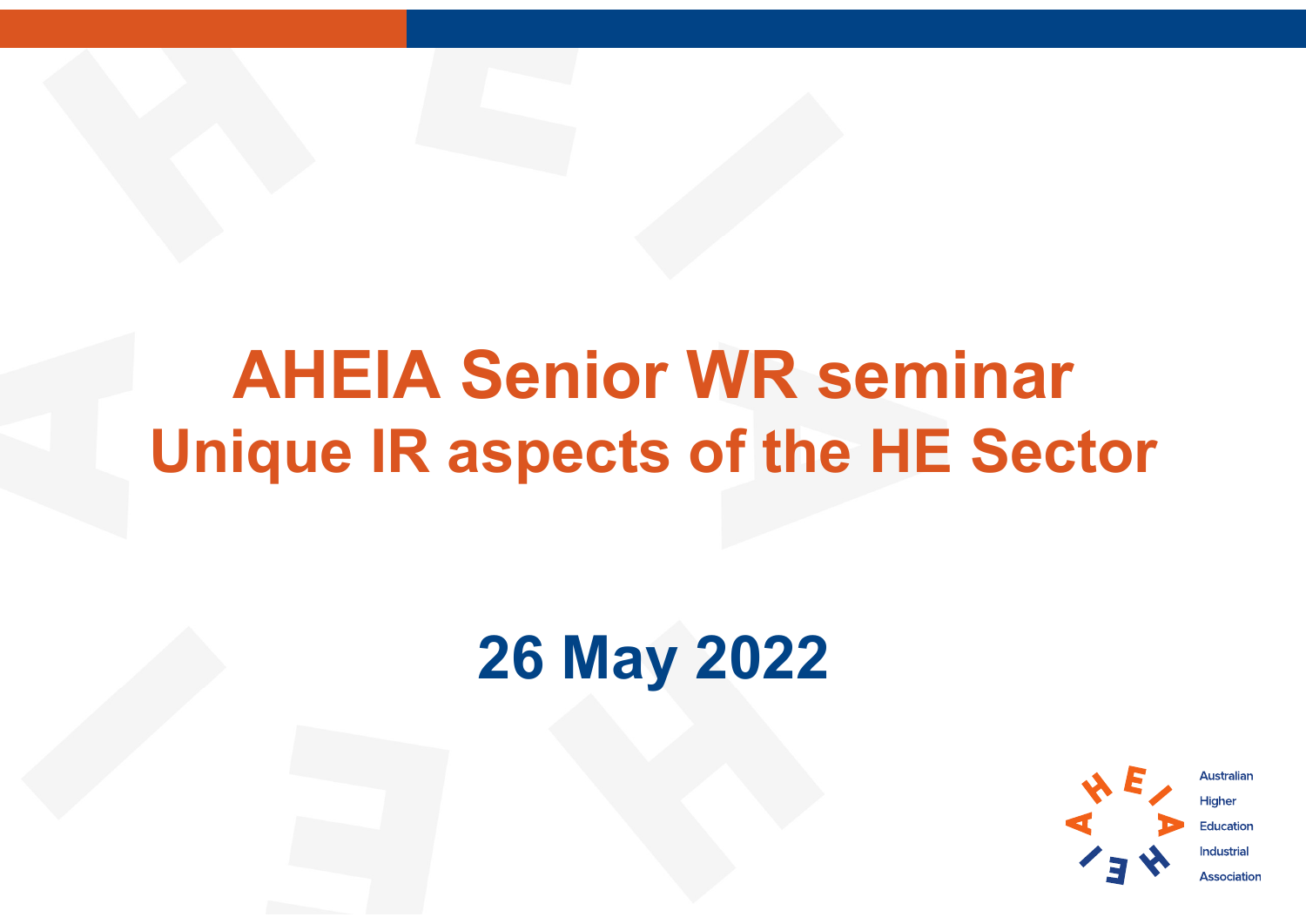# AHEIA Senior WR seminar

## Unique IR aspects of the HE Sector

**26 May 2022**

Australian
Higher
Education
Industrial
Association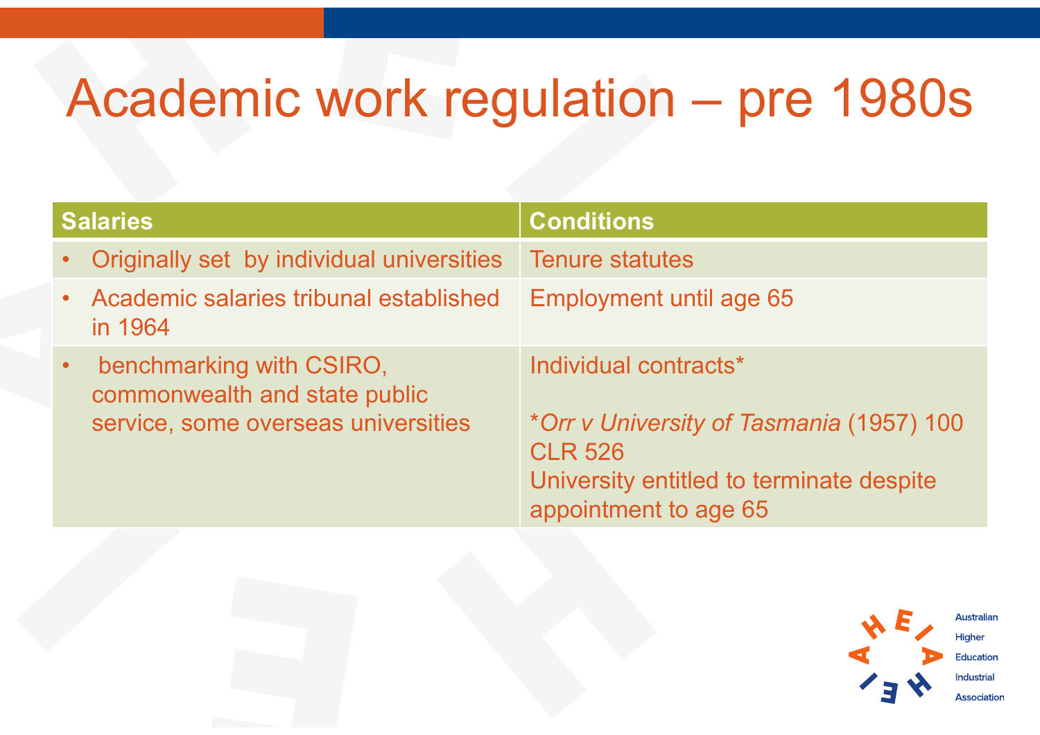# Academic work regulation – pre 1980s

| Salaries | Conditions |
|---|---|
| • Originally set by individual universities | Tenure statutes |
| • Academic salaries tribunal established in 1964 | Employment until age 65 |
| • benchmarking with CSIRO, commonwealth and state public service, some overseas universities | Individual contracts*<br><br>**Orr v University of Tasmania* (1957) 100 CLR 526<br>University entitled to terminate despite appointment to age 65 |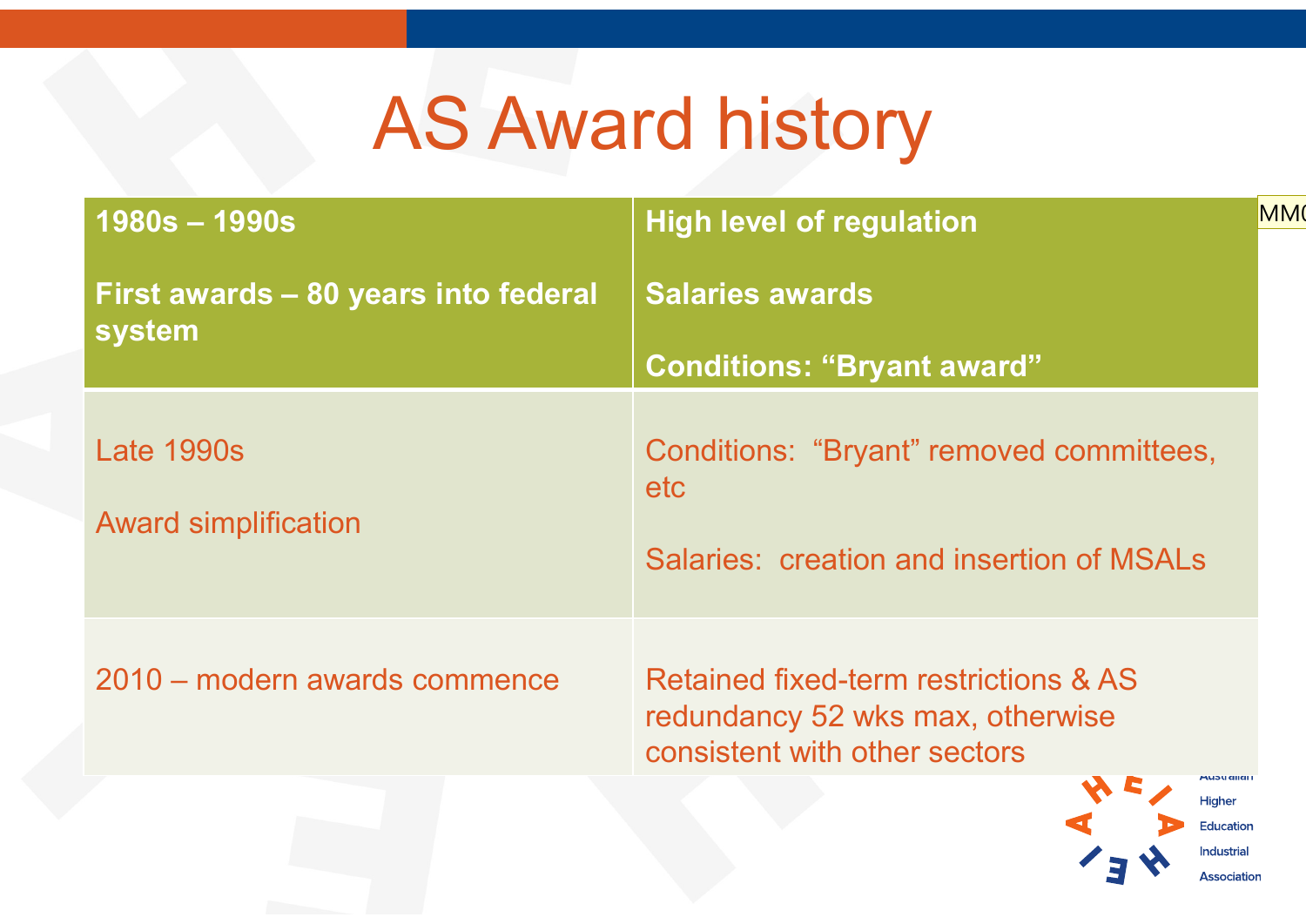# AS Award history

| 1980s – 1990s<br><br>First awards – 80 years into federal system | High level of regulation<br><br>Salaries awards<br><br>Conditions: "Bryant award" |
|---|---|
| Late 1990s<br><br>Award simplification | Conditions: "Bryant" removed committees, etc<br><br>Salaries: creation and insertion of MSALs |
| 2010 – modern awards commence | Retained fixed-term restrictions & AS redundancy 52 wks max, otherwise consistent with other sectors |

Australian Higher Education Industrial Association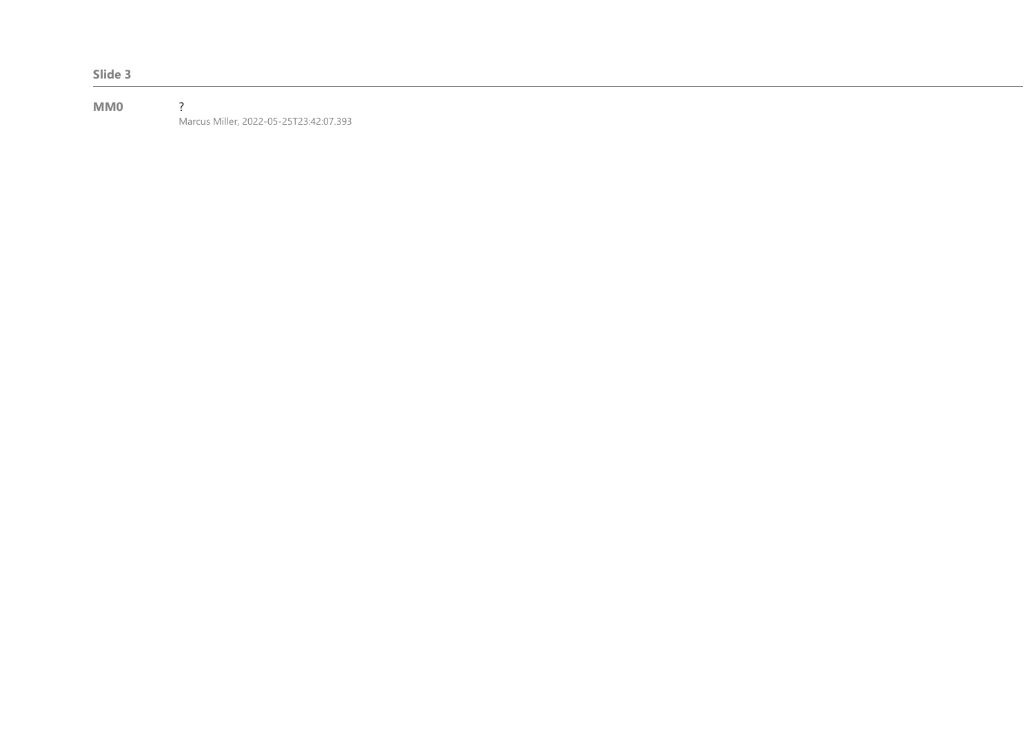**Slide 3**

---

**MM0** ?

Marcus Miller, 2022-05-25T23:42:07.393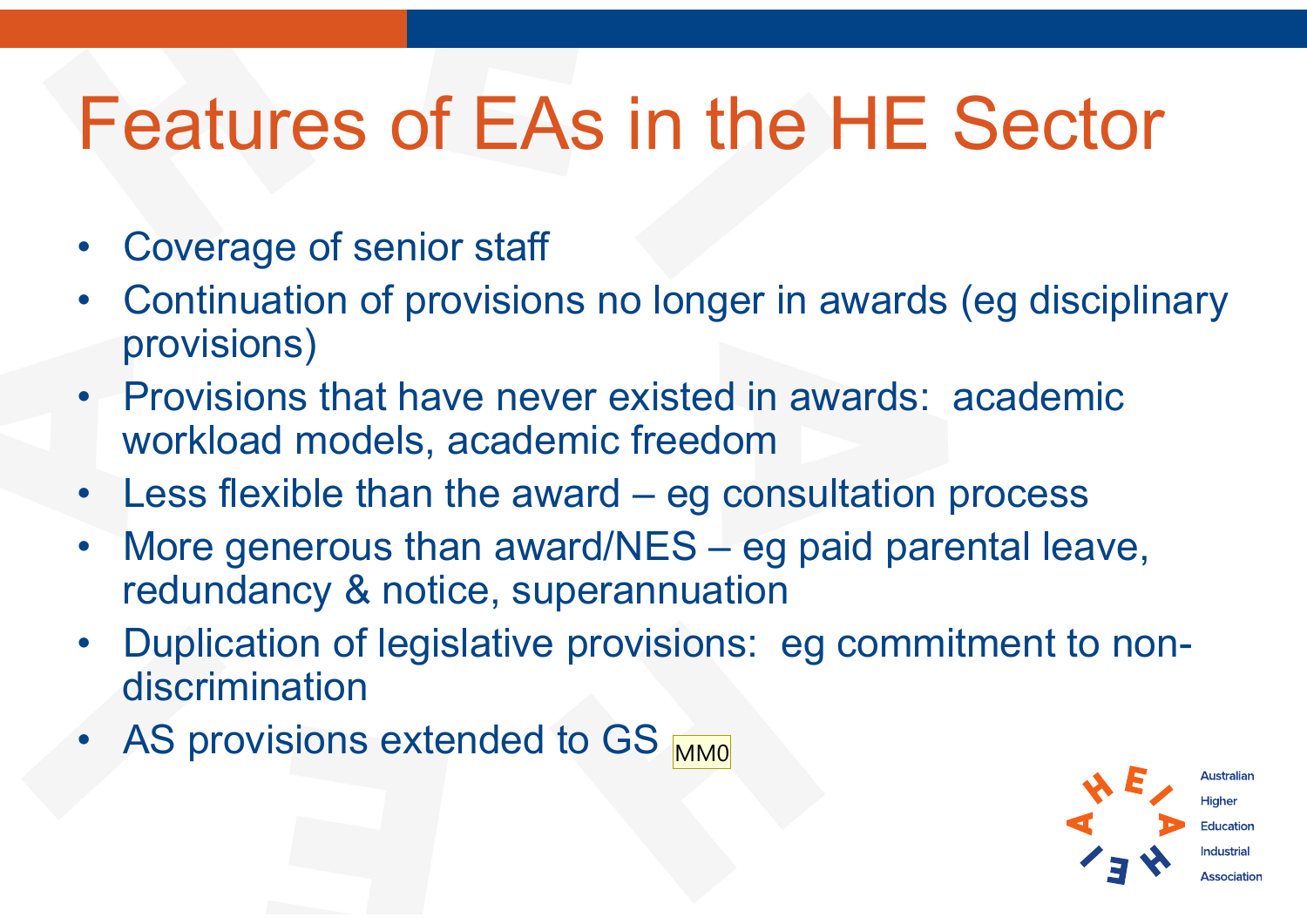# Features of EAs in the HE Sector

- Coverage of senior staff
- Continuation of provisions no longer in awards (eg disciplinary provisions)
- Provisions that have never existed in awards: academic workload models, academic freedom
- Less flexible than the award – eg consultation process
- More generous than award/NES – eg paid parental leave, redundancy & notice, superannuation
- Duplication of legislative provisions: eg commitment to non-discrimination
- AS provisions extended to GS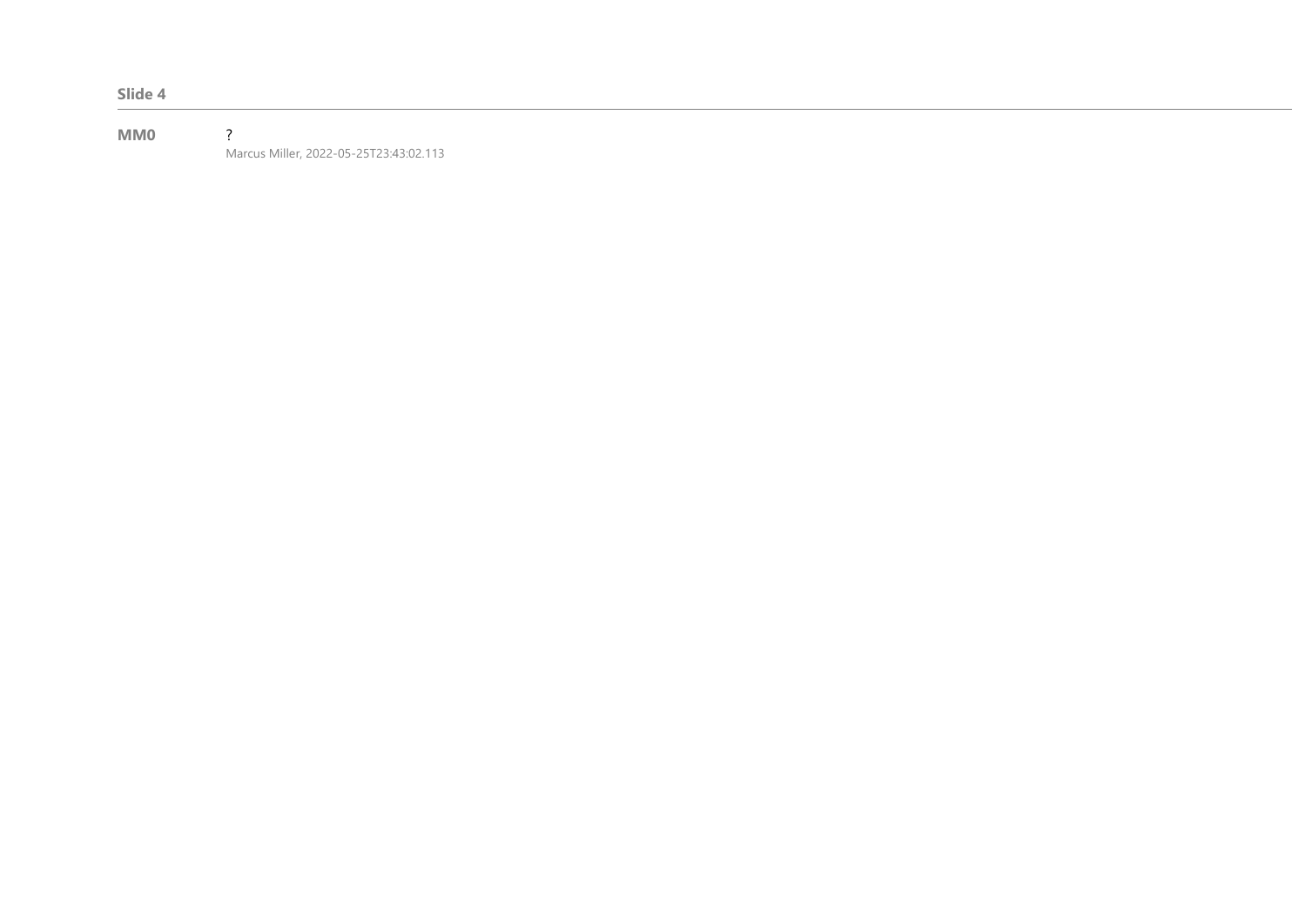**Slide 4**

---

**MM0** ?
Marcus Miller, 2022-05-25T23:43:02.113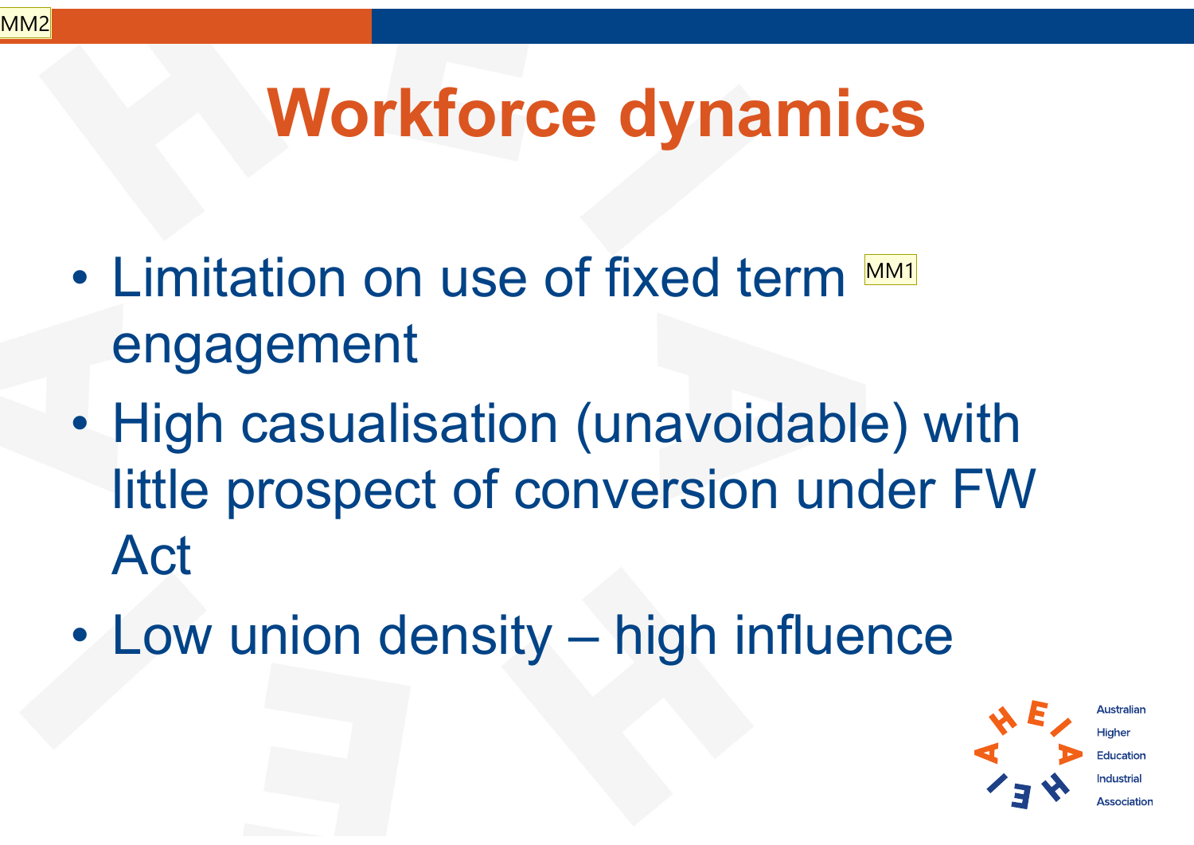# Workforce dynamics

- Limitation on use of fixed term engagement
- High casualisation (unavoidable) with little prospect of conversion under FW Act
- Low union density – high influence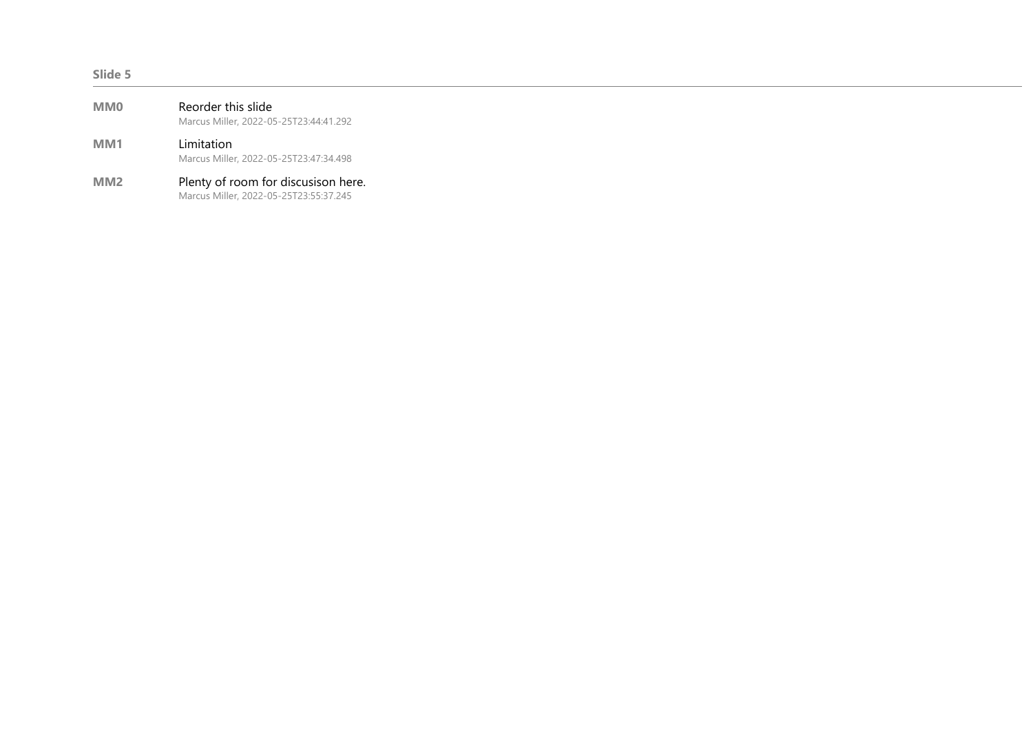**Slide 5**

---

| | |
|---|---|
| **MM0** | Reorder this slide<br>Marcus Miller, 2022-05-25T23:44:41.292 |
| **MM1** | Limitation<br>Marcus Miller, 2022-05-25T23:47:34.498 |
| **MM2** | Plenty of room for discusison here.<br>Marcus Miller, 2022-05-25T23:55:37.245 |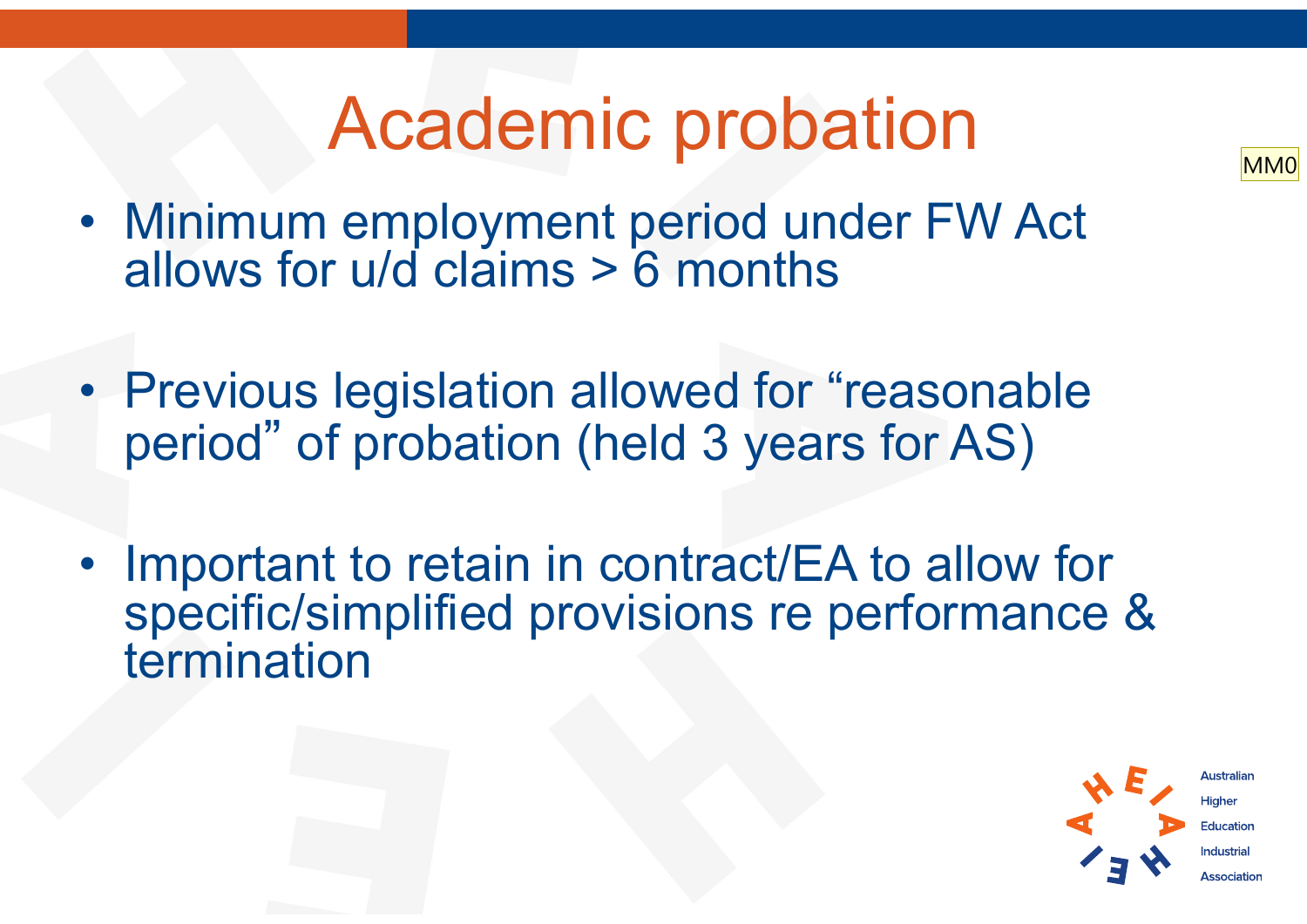# Academic probation

- Minimum employment period under FW Act allows for u/d claims > 6 months
- Previous legislation allowed for "reasonable period" of probation (held 3 years for AS)
- Important to retain in contract/EA to allow for specific/simplified provisions re performance & termination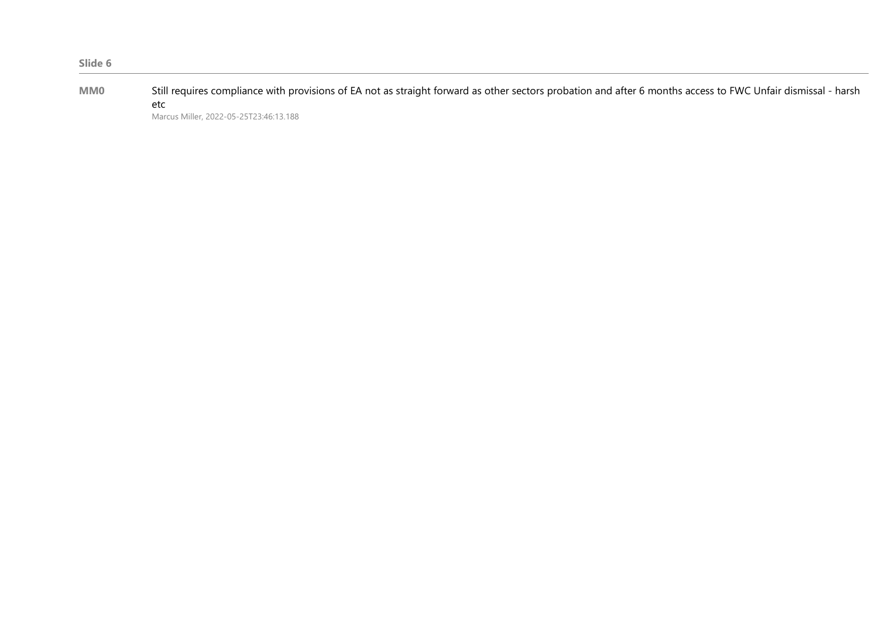**Slide 6**

---

**MM0** Still requires compliance with provisions of EA not as straight forward as other sectors probation and after 6 months access to FWC Unfair dismissal - harsh etc

Marcus Miller, 2022-05-25T23:46:13.188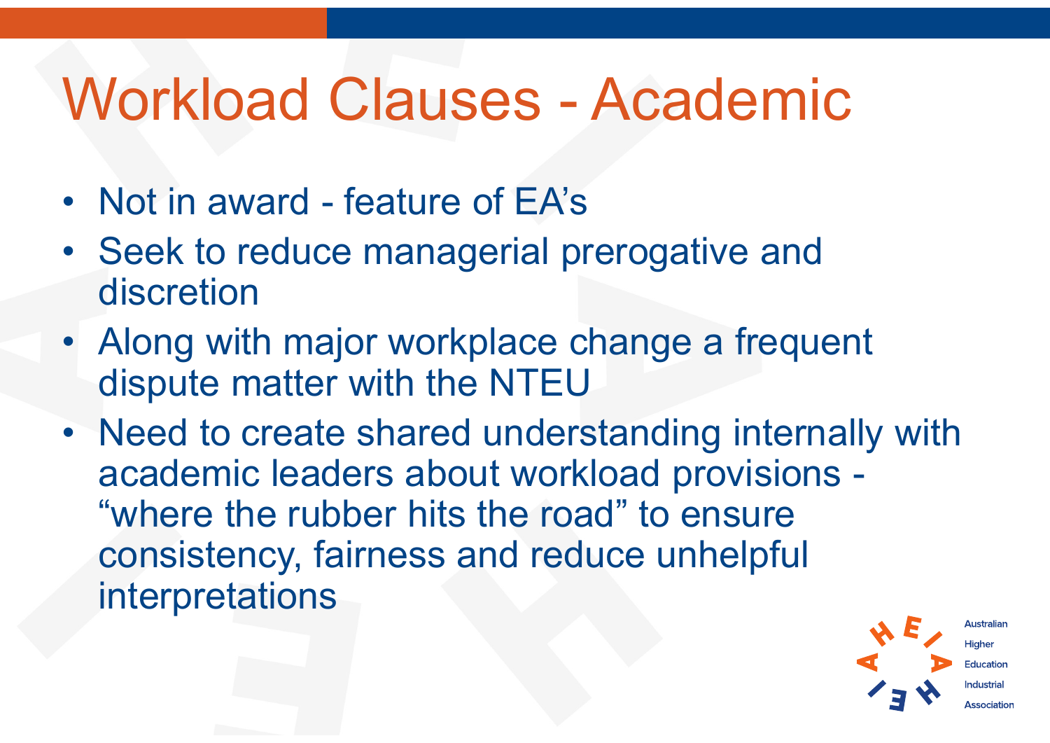# Workload Clauses - Academic

- Not in award - feature of EA's
- Seek to reduce managerial prerogative and discretion
- Along with major workplace change a frequent dispute matter with the NTEU
- Need to create shared understanding internally with academic leaders about workload provisions - "where the rubber hits the road" to ensure consistency, fairness and reduce unhelpful interpretations

Australian Higher Education Industrial Association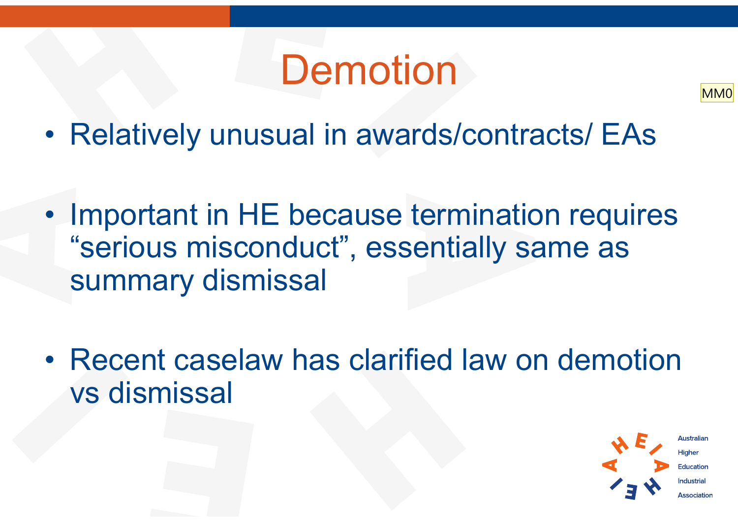# Demotion

- Relatively unusual in awards/contracts/ EAs
- Important in HE because termination requires "serious misconduct", essentially same as summary dismissal
- Recent caselaw has clarified law on demotion vs dismissal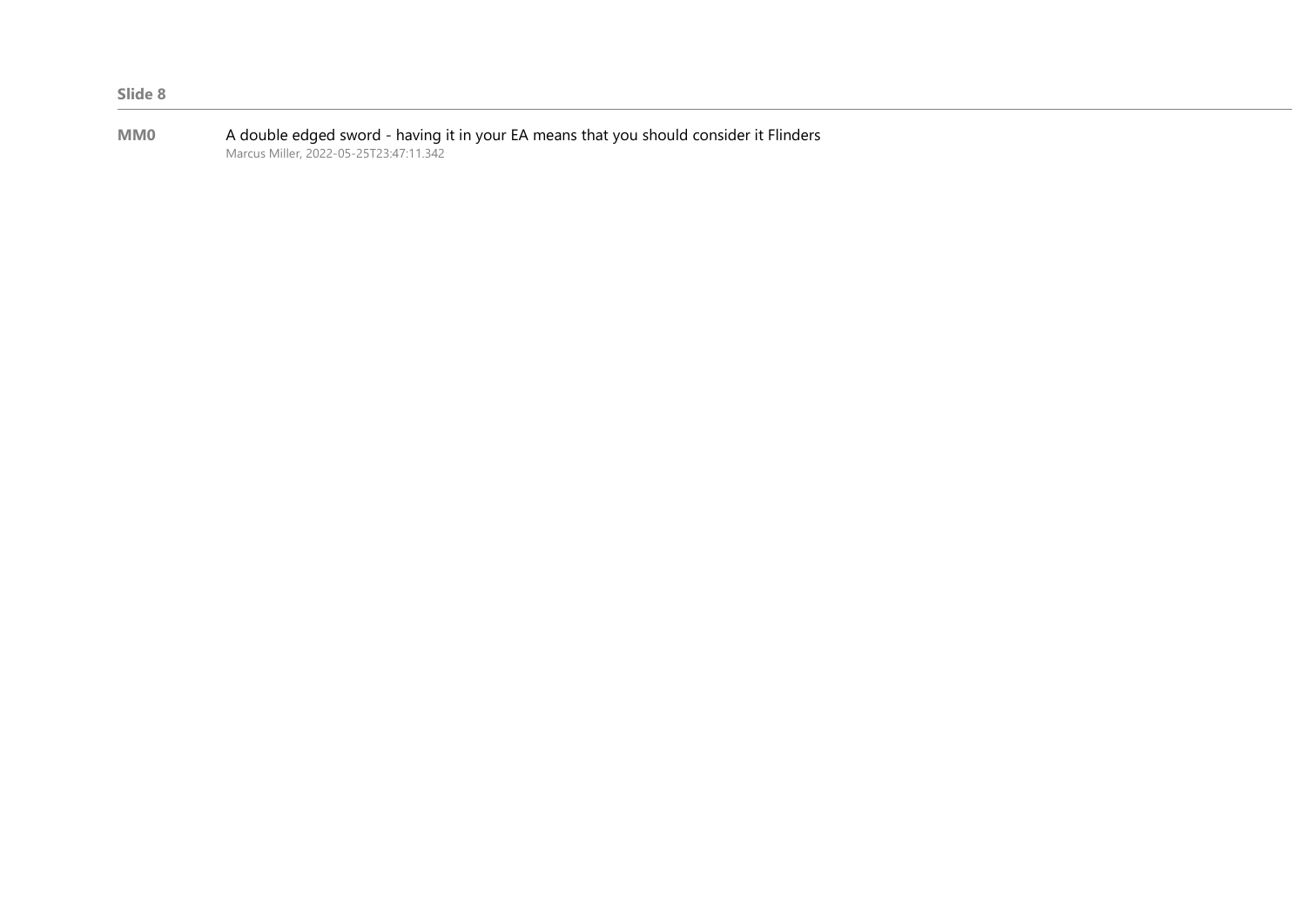**Slide 8**

---

**MM0** A double edged sword - having it in your EA means that you should consider it Flinders

Marcus Miller, 2022-05-25T23:47:11.342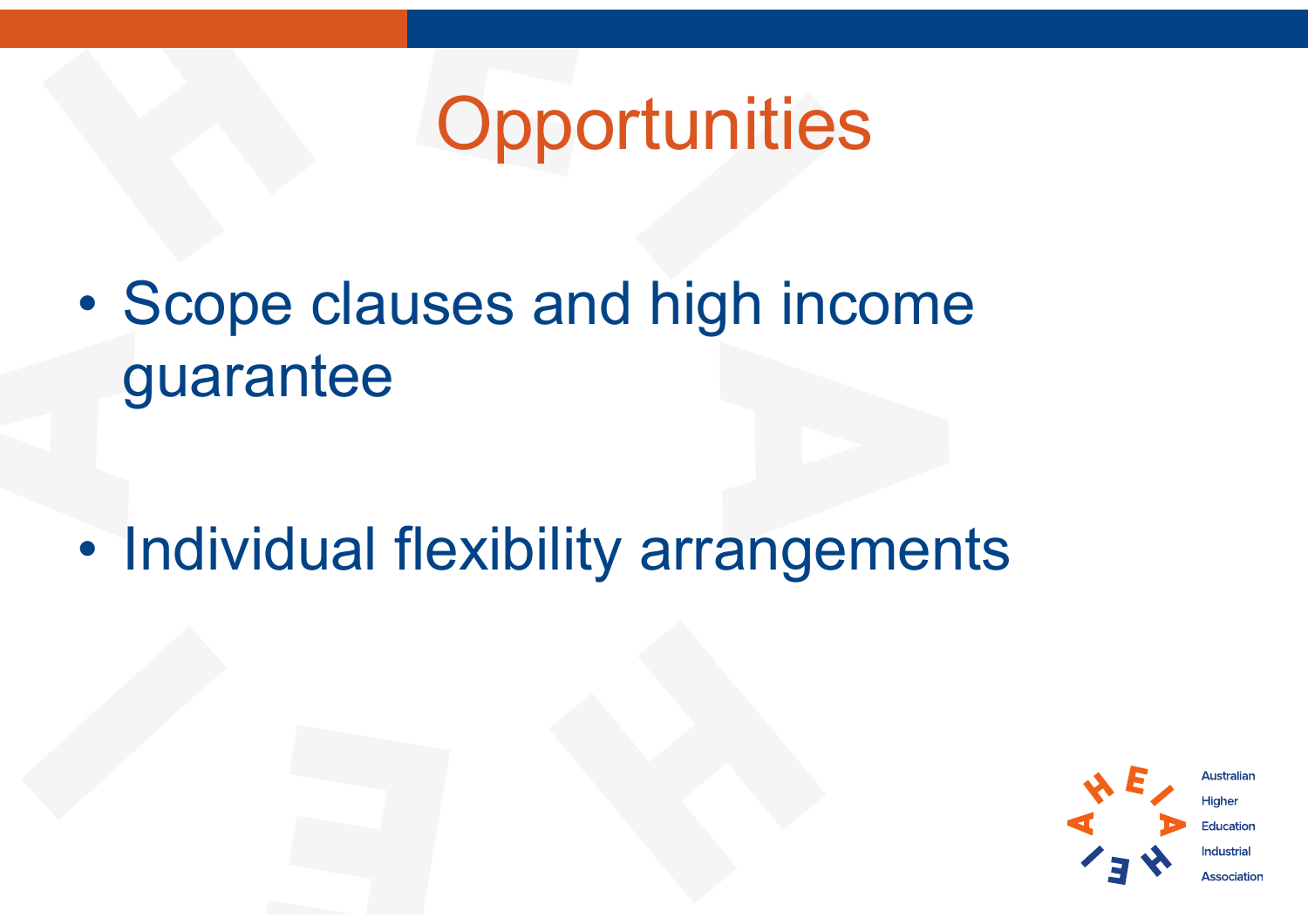# Opportunities

- Scope clauses and high income guarantee
- Individual flexibility arrangements